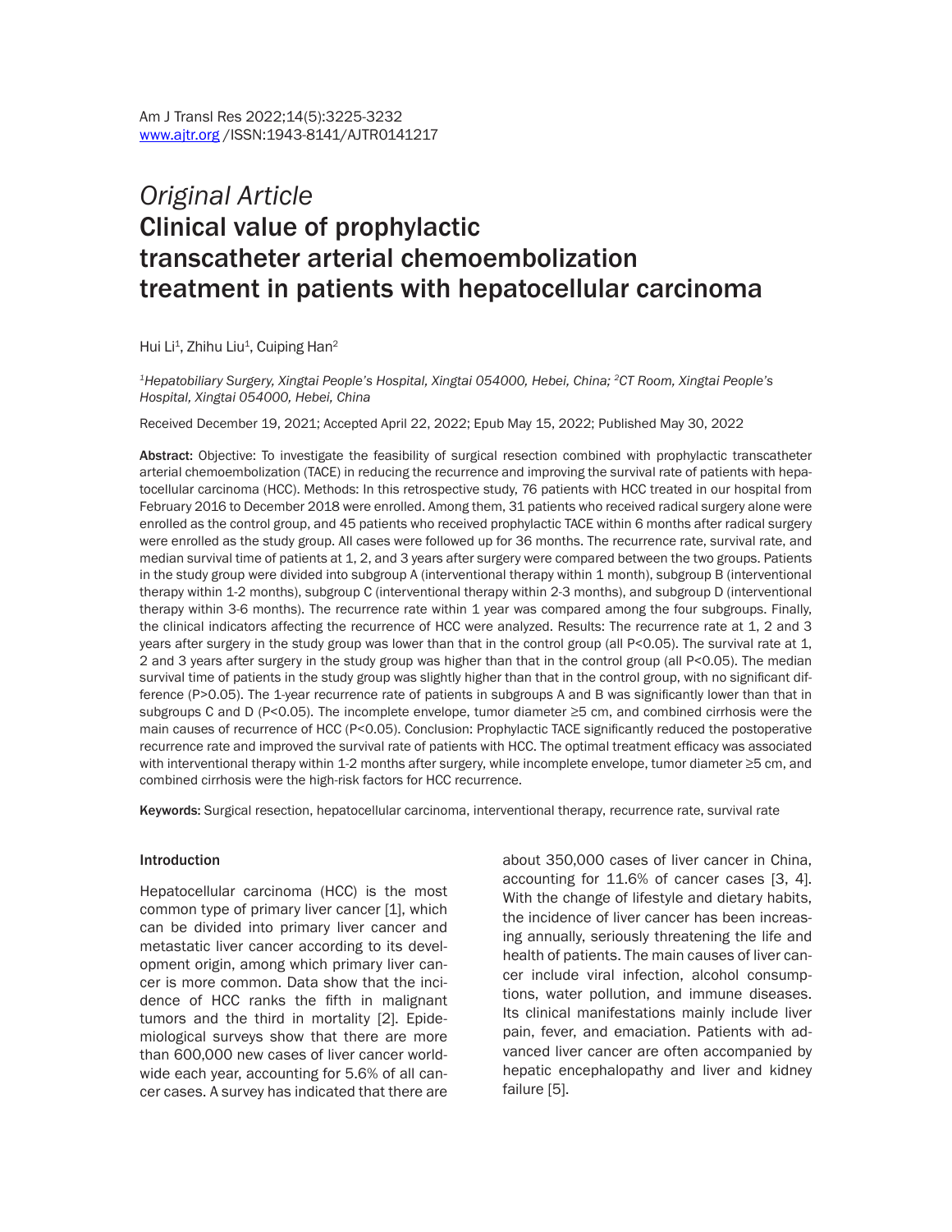*Original Article*

# Clinical value of prophylactic transcatheter arterial chemoembolization treatment in patients with hepatocellular carcinoma

Hui Li[1], Zhihu Liu[1], Cuiping Han[2]

[1]*Hepatobiliary Surgery, Xingtai People's Hospital, Xingtai 054000, Hebei, China;* [2]*CT Room, Xingtai People's Hospital, Xingtai 054000, Hebei, China*

Received December 19, 2021; Accepted April 22, 2022; Epub May 15, 2022; Published May 30, 2022

**Abstract:** Objective: To investigate the feasibility of surgical resection combined with prophylactic transcatheter arterial chemoembolization (TACE) in reducing the recurrence and improving the survival rate of patients with hepatocellular carcinoma (HCC). Methods: In this retrospective study, 76 patients with HCC treated in our hospital from February 2016 to December 2018 were enrolled. Among them, 31 patients who received radical surgery alone were enrolled as the control group, and 45 patients who received prophylactic TACE within 6 months after radical surgery were enrolled as the study group. All cases were followed up for 36 months. The recurrence rate, survival rate, and median survival time of patients at 1, 2, and 3 years after surgery were compared between the two groups. Patients in the study group were divided into subgroup A (interventional therapy within 1 month), subgroup B (interventional therapy within 1-2 months), subgroup C (interventional therapy within 2-3 months), and subgroup D (interventional therapy within 3-6 months). The recurrence rate within 1 year was compared among the four subgroups. Finally, the clinical indicators affecting the recurrence of HCC were analyzed. Results: The recurrence rate at 1, 2 and 3 years after surgery in the study group was lower than that in the control group (all $P<0.05$). The survival rate at 1, 2 and 3 years after surgery in the study group was higher than that in the control group (all $P<0.05$). The median survival time of patients in the study group was slightly higher than that in the control group, with no significant difference ($P>0.05$). The 1-year recurrence rate of patients in subgroups A and B was significantly lower than that in subgroups C and D ($P<0.05$). The incomplete envelope, tumor diameter ≥5 cm, and combined cirrhosis were the main causes of recurrence of HCC ($P<0.05$). Conclusion: Prophylactic TACE significantly reduced the postoperative recurrence rate and improved the survival rate of patients with HCC. The optimal treatment efficacy was associated with interventional therapy within 1-2 months after surgery, while incomplete envelope, tumor diameter ≥5 cm, and combined cirrhosis were the high-risk factors for HCC recurrence.

**Keywords:** Surgical resection, hepatocellular carcinoma, interventional therapy, recurrence rate, survival rate

## Introduction

Hepatocellular carcinoma (HCC) is the most common type of primary liver cancer [1], which can be divided into primary liver cancer and metastatic liver cancer according to its development origin, among which primary liver cancer is more common. Data show that the incidence of HCC ranks the fifth in malignant tumors and the third in mortality [2]. Epidemiological surveys show that there are more than 600,000 new cases of liver cancer worldwide each year, accounting for 5.6% of all cancer cases. A survey has indicated that there are about 350,000 cases of liver cancer in China, accounting for 11.6% of cancer cases [3, 4]. With the change of lifestyle and dietary habits, the incidence of liver cancer has been increasing annually, seriously threatening the life and health of patients. The main causes of liver cancer include viral infection, alcohol consumptions, water pollution, and immune diseases. Its clinical manifestations mainly include liver pain, fever, and emaciation. Patients with advanced liver cancer are often accompanied by hepatic encephalopathy and liver and kidney failure [5].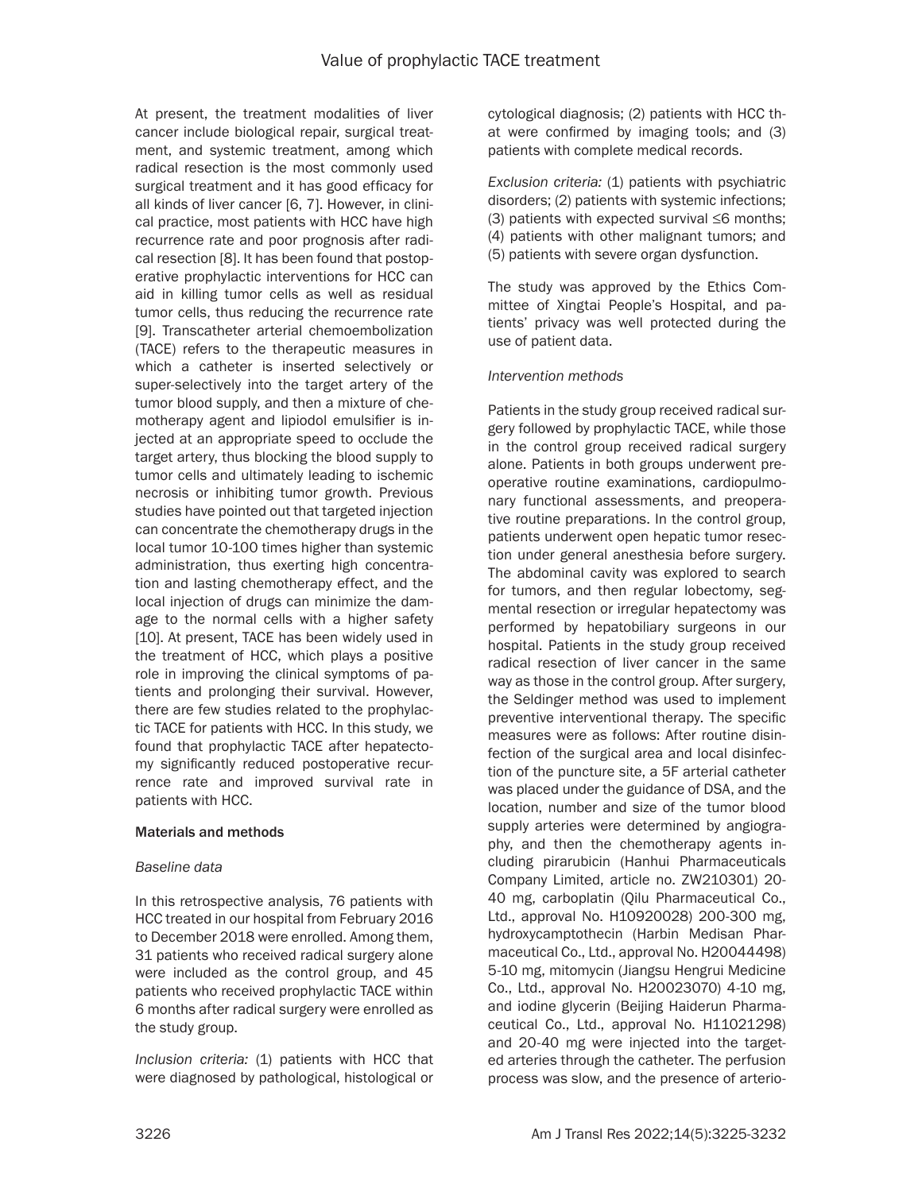At present, the treatment modalities of liver cancer include biological repair, surgical treatment, and systemic treatment, among which radical resection is the most commonly used surgical treatment and it has good efficacy for all kinds of liver cancer [6, 7]. However, in clinical practice, most patients with HCC have high recurrence rate and poor prognosis after radical resection [8]. It has been found that postoperative prophylactic interventions for HCC can aid in killing tumor cells as well as residual tumor cells, thus reducing the recurrence rate [9]. Transcatheter arterial chemoembolization (TACE) refers to the therapeutic measures in which a catheter is inserted selectively or super-selectively into the target artery of the tumor blood supply, and then a mixture of chemotherapy agent and lipiodol emulsifier is injected at an appropriate speed to occlude the target artery, thus blocking the blood supply to tumor cells and ultimately leading to ischemic necrosis or inhibiting tumor growth. Previous studies have pointed out that targeted injection can concentrate the chemotherapy drugs in the local tumor 10-100 times higher than systemic administration, thus exerting high concentration and lasting chemotherapy effect, and the local injection of drugs can minimize the damage to the normal cells with a higher safety [10]. At present, TACE has been widely used in the treatment of HCC, which plays a positive role in improving the clinical symptoms of patients and prolonging their survival. However, there are few studies related to the prophylactic TACE for patients with HCC. In this study, we found that prophylactic TACE after hepatectomy significantly reduced postoperative recurrence rate and improved survival rate in patients with HCC.

## Materials and methods

### *Baseline data*

In this retrospective analysis, 76 patients with HCC treated in our hospital from February 2016 to December 2018 were enrolled. Among them, 31 patients who received radical surgery alone were included as the control group, and 45 patients who received prophylactic TACE within 6 months after radical surgery were enrolled as the study group.

*Inclusion criteria:* (1) patients with HCC that were diagnosed by pathological, histological or cytological diagnosis; (2) patients with HCC that were confirmed by imaging tools; and (3) patients with complete medical records.

*Exclusion criteria:* (1) patients with psychiatric disorders; (2) patients with systemic infections; (3) patients with expected survival ≤6 months; (4) patients with other malignant tumors; and (5) patients with severe organ dysfunction.

The study was approved by the Ethics Committee of Xingtai People's Hospital, and patients' privacy was well protected during the use of patient data.

### *Intervention methods*

Patients in the study group received radical surgery followed by prophylactic TACE, while those in the control group received radical surgery alone. Patients in both groups underwent preoperative routine examinations, cardiopulmonary functional assessments, and preoperative routine preparations. In the control group, patients underwent open hepatic tumor resection under general anesthesia before surgery. The abdominal cavity was explored to search for tumors, and then regular lobectomy, segmental resection or irregular hepatectomy was performed by hepatobiliary surgeons in our hospital. Patients in the study group received radical resection of liver cancer in the same way as those in the control group. After surgery, the Seldinger method was used to implement preventive interventional therapy. The specific measures were as follows: After routine disinfection of the surgical area and local disinfection of the puncture site, a 5F arterial catheter was placed under the guidance of DSA, and the location, number and size of the tumor blood supply arteries were determined by angiography, and then the chemotherapy agents including pirarubicin (Hanhui Pharmaceuticals Company Limited, article no. ZW210301) 20-40 mg, carboplatin (Qilu Pharmaceutical Co., Ltd., approval No. H10920028) 200-300 mg, hydroxycamptothecin (Harbin Medisan Pharmaceutical Co., Ltd., approval No. H20044498) 5-10 mg, mitomycin (Jiangsu Hengrui Medicine Co., Ltd., approval No. H20023070) 4-10 mg, and iodine glycerin (Beijing Haiderun Pharmaceutical Co., Ltd., approval No. H11021298) and 20-40 mg were injected into the targeted arteries through the catheter. The perfusion process was slow, and the presence of arterio-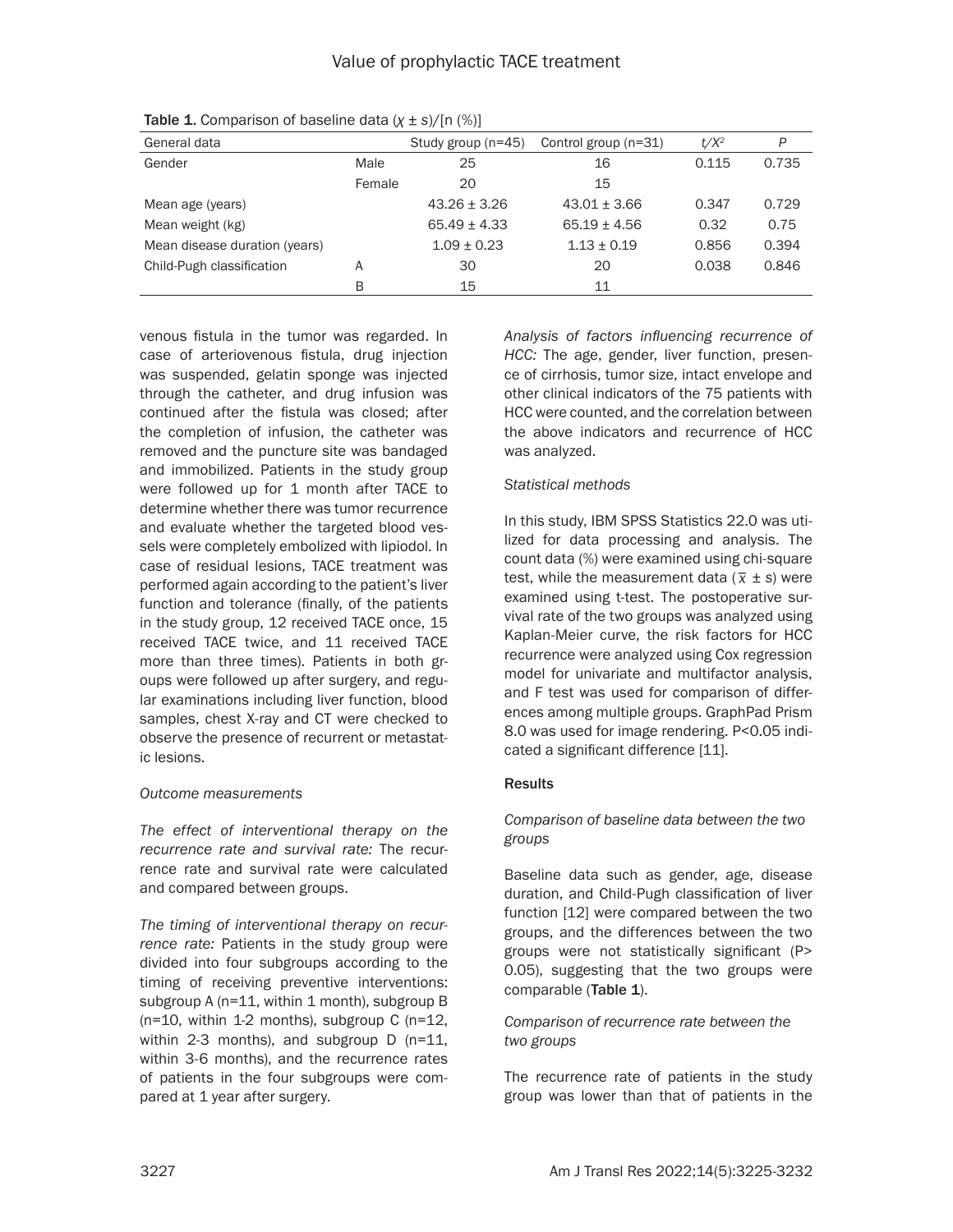Table 1. Comparison of baseline data ($\chi \pm s$)/[n (%)]

| General data | | Study group (n=45) | Control group (n=31) | $t/X^2$ | P |
|---|---|---|---|---|---|
| Gender | Male | 25 | 16 | 0.115 | 0.735 |
| | Female | 20 | 15 | | |
| Mean age (years) | | 43.26 ± 3.26 | 43.01 ± 3.66 | 0.347 | 0.729 |
| Mean weight (kg) | | 65.49 ± 4.33 | 65.19 ± 4.56 | 0.32 | 0.75 |
| Mean disease duration (years) | | 1.09 ± 0.23 | 1.13 ± 0.19 | 0.856 | 0.394 |
| Child-Pugh classification | A | 30 | 20 | 0.038 | 0.846 |
| | B | 15 | 11 | | |

venous fistula in the tumor was regarded. In case of arteriovenous fistula, drug injection was suspended, gelatin sponge was injected through the catheter, and drug infusion was continued after the fistula was closed; after the completion of infusion, the catheter was removed and the puncture site was bandaged and immobilized. Patients in the study group were followed up for 1 month after TACE to determine whether there was tumor recurrence and evaluate whether the targeted blood vessels were completely embolized with lipiodol. In case of residual lesions, TACE treatment was performed again according to the patient's liver function and tolerance (finally, of the patients in the study group, 12 received TACE once, 15 received TACE twice, and 11 received TACE more than three times). Patients in both groups were followed up after surgery, and regular examinations including liver function, blood samples, chest X-ray and CT were checked to observe the presence of recurrent or metastatic lesions.

*Outcome measurements*

*The effect of interventional therapy on the recurrence rate and survival rate:* The recurrence rate and survival rate were calculated and compared between groups.

*The timing of interventional therapy on recurrence rate:* Patients in the study group were divided into four subgroups according to the timing of receiving preventive interventions: subgroup A (n=11, within 1 month), subgroup B (n=10, within 1-2 months), subgroup C (n=12, within 2-3 months), and subgroup D (n=11, within 3-6 months), and the recurrence rates of patients in the four subgroups were compared at 1 year after surgery.

*Analysis of factors influencing recurrence of HCC:* The age, gender, liver function, presence of cirrhosis, tumor size, intact envelope and other clinical indicators of the 75 patients with HCC were counted, and the correlation between the above indicators and recurrence of HCC was analyzed.

*Statistical methods*

In this study, IBM SPSS Statistics 22.0 was utilized for data processing and analysis. The count data (%) were examined using chi-square test, while the measurement data ($\overline{x} \pm s$) were examined using t-test. The postoperative survival rate of the two groups was analyzed using Kaplan-Meier curve, the risk factors for HCC recurrence were analyzed using Cox regression model for univariate and multifactor analysis, and F test was used for comparison of differences among multiple groups. GraphPad Prism 8.0 was used for image rendering. $P<0.05$ indicated a significant difference [11].

## Results

*Comparison of baseline data between the two groups*

Baseline data such as gender, age, disease duration, and Child-Pugh classification of liver function [12] were compared between the two groups, and the differences between the two groups were not statistically significant ($P>0.05$), suggesting that the two groups were comparable (**Table 1**).

*Comparison of recurrence rate between the two groups*

The recurrence rate of patients in the study group was lower than that of patients in the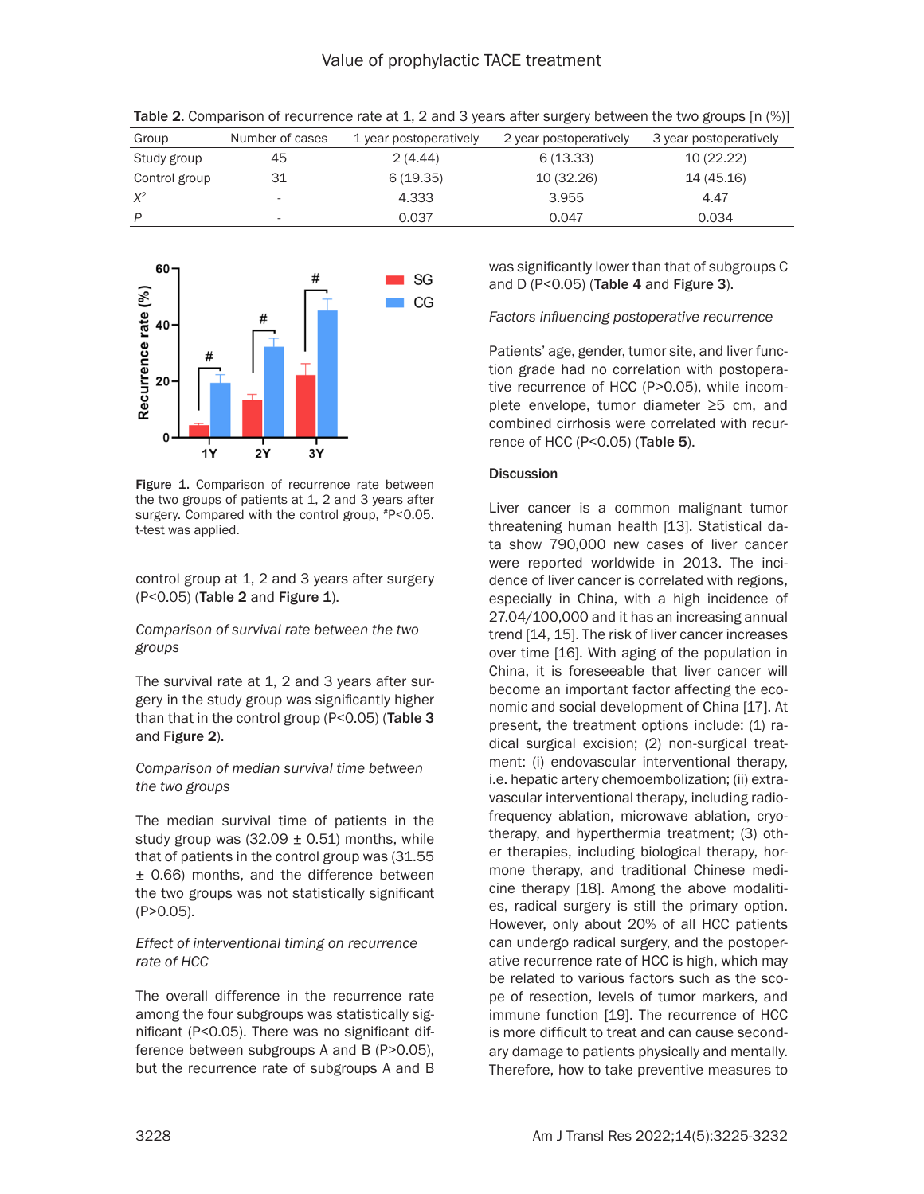Table 2. Comparison of recurrence rate at 1, 2 and 3 years after surgery between the two groups [n (%)]

| Group | Number of cases | 1 year postoperatively | 2 year postoperatively | 3 year postoperatively |
|---|---|---|---|---|
| Study group | 45 | 2 (4.44) | 6 (13.33) | 10 (22.22) |
| Control group | 31 | 6 (19.35) | 10 (32.26) | 14 (45.16) |
| $X^2$ | - | 4.333 | 3.955 | 4.47 |
| $P$ | - | 0.037 | 0.047 | 0.034 |

Figure 1. Comparison of recurrence rate between the two groups of patients at 1, 2 and 3 years after surgery. Compared with the control group, #P<0.05. t-test was applied.

control group at 1, 2 and 3 years after surgery (P<0.05) (**Table 2** and **Figure 1**).

*Comparison of survival rate between the two groups*

The survival rate at 1, 2 and 3 years after surgery in the study group was significantly higher than that in the control group (P<0.05) (**Table 3** and **Figure 2**).

*Comparison of median survival time between the two groups*

The median survival time of patients in the study group was (32.09 ± 0.51) months, while that of patients in the control group was (31.55 ± 0.66) months, and the difference between the two groups was not statistically significant (P>0.05).

*Effect of interventional timing on recurrence rate of HCC*

The overall difference in the recurrence rate among the four subgroups was statistically significant (P<0.05). There was no significant difference between subgroups A and B (P>0.05), but the recurrence rate of subgroups A and B was significantly lower than that of subgroups C and D (P<0.05) (**Table 4** and **Figure 3**).

*Factors influencing postoperative recurrence*

Patients' age, gender, tumor site, and liver function grade had no correlation with postoperative recurrence of HCC (P>0.05), while incomplete envelope, tumor diameter ≥5 cm, and combined cirrhosis were correlated with recurrence of HCC (P<0.05) (**Table 5**).

## Discussion

Liver cancer is a common malignant tumor threatening human health [13]. Statistical data show 790,000 new cases of liver cancer were reported worldwide in 2013. The incidence of liver cancer is correlated with regions, especially in China, with a high incidence of 27.04/100,000 and it has an increasing annual trend [14, 15]. The risk of liver cancer increases over time [16]. With aging of the population in China, it is foreseeable that liver cancer will become an important factor affecting the economic and social development of China [17]. At present, the treatment options include: (1) radical surgical excision; (2) non-surgical treatment: (i) endovascular interventional therapy, i.e. hepatic artery chemoembolization; (ii) extravascular interventional therapy, including radiofrequency ablation, microwave ablation, cryotherapy, and hyperthermia treatment; (3) other therapies, including biological therapy, hormone therapy, and traditional Chinese medicine therapy [18]. Among the above modalities, radical surgery is still the primary option. However, only about 20% of all HCC patients can undergo radical surgery, and the postoperative recurrence rate of HCC is high, which may be related to various factors such as the scope of resection, levels of tumor markers, and immune function [19]. The recurrence of HCC is more difficult to treat and can cause secondary damage to patients physically and mentally. Therefore, how to take preventive measures to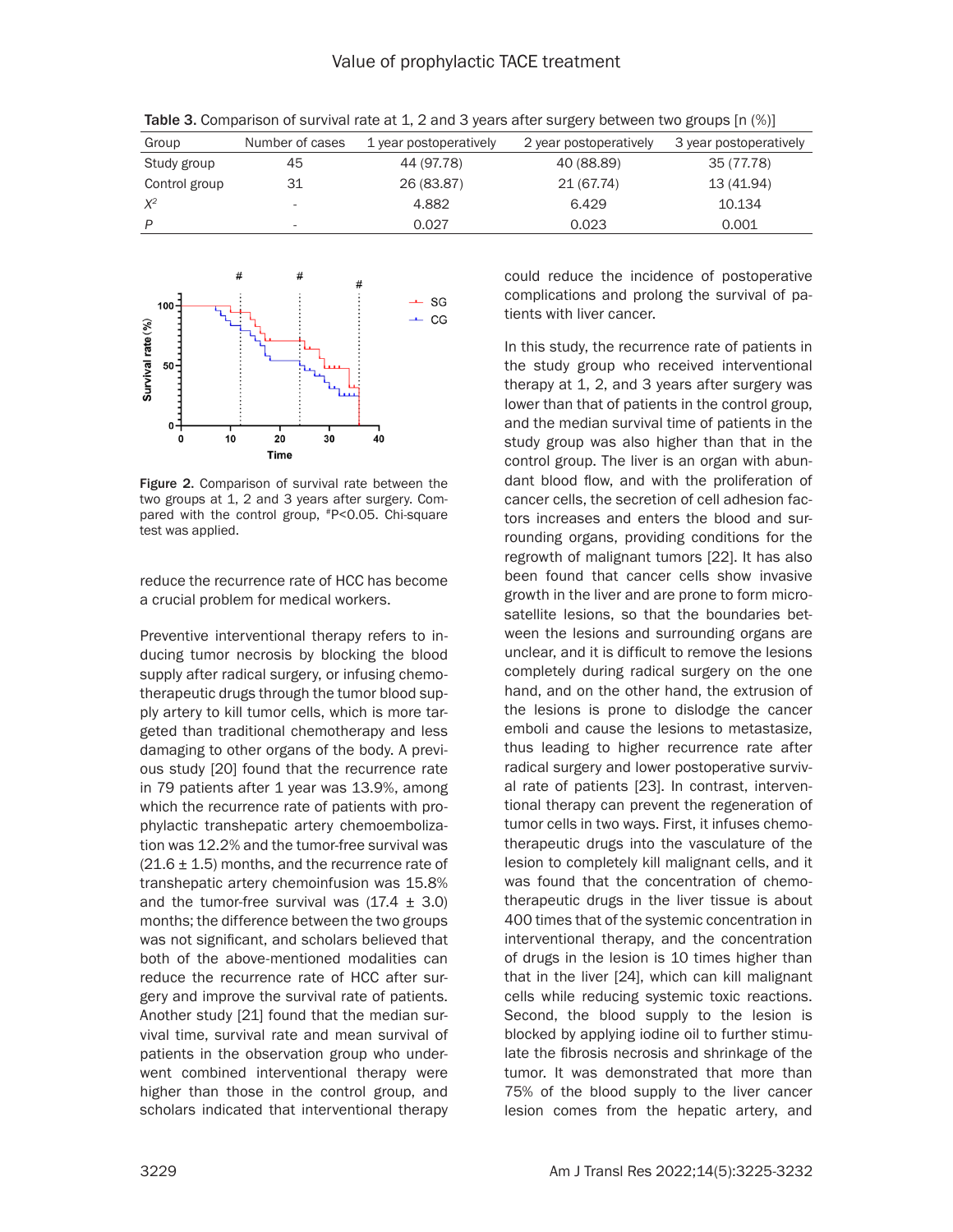Table 3. Comparison of survival rate at 1, 2 and 3 years after surgery between two groups [n (%)]

| Group | Number of cases | 1 year postoperatively | 2 year postoperatively | 3 year postoperatively |
|---|---|---|---|---|
| Study group | 45 | 44 (97.78) | 40 (88.89) | 35 (77.78) |
| Control group | 31 | 26 (83.87) | 21 (67.74) | 13 (41.94) |
| $X^2$ | - | 4.882 | 6.429 | 10.134 |
| $P$ | - | 0.027 | 0.023 | 0.001 |

Figure 2. Comparison of survival rate between the two groups at 1, 2 and 3 years after surgery. Compared with the control group, #P<0.05. Chi-square test was applied.

reduce the recurrence rate of HCC has become a crucial problem for medical workers.

Preventive interventional therapy refers to inducing tumor necrosis by blocking the blood supply after radical surgery, or infusing chemotherapeutic drugs through the tumor blood supply artery to kill tumor cells, which is more targeted than traditional chemotherapy and less damaging to other organs of the body. A previous study [20] found that the recurrence rate in 79 patients after 1 year was 13.9%, among which the recurrence rate of patients with prophylactic transhepatic artery chemoembolization was 12.2% and the tumor-free survival was (21.6 ± 1.5) months, and the recurrence rate of transhepatic artery chemoinfusion was 15.8% and the tumor-free survival was (17.4 ± 3.0) months; the difference between the two groups was not significant, and scholars believed that both of the above-mentioned modalities can reduce the recurrence rate of HCC after surgery and improve the survival rate of patients. Another study [21] found that the median survival time, survival rate and mean survival of patients in the observation group who underwent combined interventional therapy were higher than those in the control group, and scholars indicated that interventional therapy could reduce the incidence of postoperative complications and prolong the survival of patients with liver cancer.

In this study, the recurrence rate of patients in the study group who received interventional therapy at 1, 2, and 3 years after surgery was lower than that of patients in the control group, and the median survival time of patients in the study group was also higher than that in the control group. The liver is an organ with abundant blood flow, and with the proliferation of cancer cells, the secretion of cell adhesion factors increases and enters the blood and surrounding organs, providing conditions for the regrowth of malignant tumors [22]. It has also been found that cancer cells show invasive growth in the liver and are prone to form microsatellite lesions, so that the boundaries between the lesions and surrounding organs are unclear, and it is difficult to remove the lesions completely during radical surgery on the one hand, and on the other hand, the extrusion of the lesions is prone to dislodge the cancer emboli and cause the lesions to metastasize, thus leading to higher recurrence rate after radical surgery and lower postoperative survival rate of patients [23]. In contrast, interventional therapy can prevent the regeneration of tumor cells in two ways. First, it infuses chemotherapeutic drugs into the vasculature of the lesion to completely kill malignant cells, and it was found that the concentration of chemotherapeutic drugs in the liver tissue is about 400 times that of the systemic concentration in interventional therapy, and the concentration of drugs in the lesion is 10 times higher than that in the liver [24], which can kill malignant cells while reducing systemic toxic reactions. Second, the blood supply to the lesion is blocked by applying iodine oil to further stimulate the fibrosis necrosis and shrinkage of the tumor. It was demonstrated that more than 75% of the blood supply to the liver cancer lesion comes from the hepatic artery, and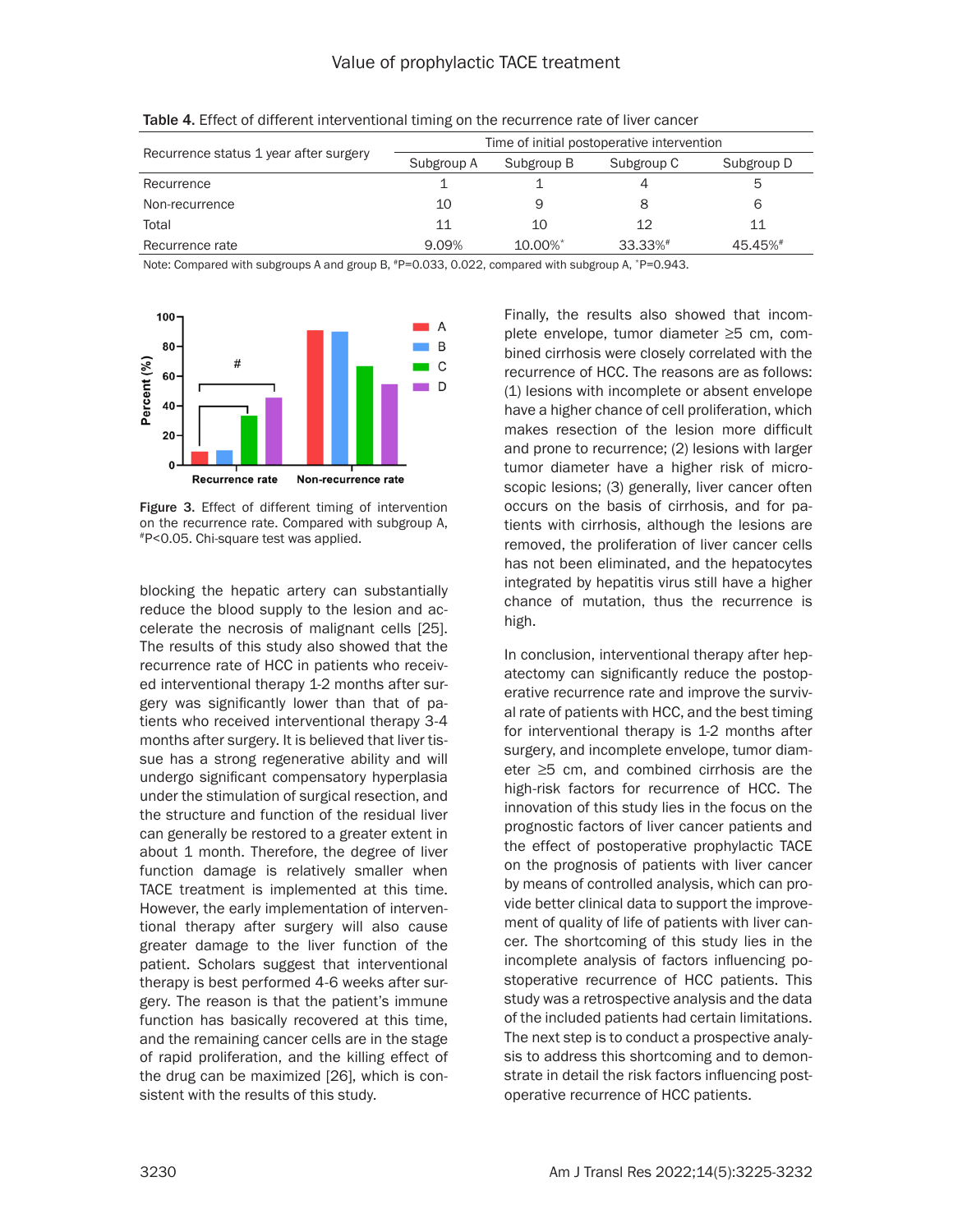Table 4. Effect of different interventional timing on the recurrence rate of liver cancer

| Recurrence status 1 year after surgery | Time of initial postoperative intervention | | | |
|---|---|---|---|---|
| | Subgroup A | Subgroup B | Subgroup C | Subgroup D |
| Recurrence | 1 | 1 | 4 | 5 |
| Non-recurrence | 10 | 9 | 8 | 6 |
| Total | 11 | 10 | 12 | 11 |
| Recurrence rate | 9.09% | 10.00%* | 33.33%# | 45.45%# |

Note: Compared with subgroups A and group B, #P=0.033, 0.022, compared with subgroup A, *P=0.943.

Figure 3. Effect of different timing of intervention on the recurrence rate. Compared with subgroup A, #P<0.05. Chi-square test was applied.

blocking the hepatic artery can substantially reduce the blood supply to the lesion and accelerate the necrosis of malignant cells [25]. The results of this study also showed that the recurrence rate of HCC in patients who received interventional therapy 1-2 months after surgery was significantly lower than that of patients who received interventional therapy 3-4 months after surgery. It is believed that liver tissue has a strong regenerative ability and will undergo significant compensatory hyperplasia under the stimulation of surgical resection, and the structure and function of the residual liver can generally be restored to a greater extent in about 1 month. Therefore, the degree of liver function damage is relatively smaller when TACE treatment is implemented at this time. However, the early implementation of interventional therapy after surgery will also cause greater damage to the liver function of the patient. Scholars suggest that interventional therapy is best performed 4-6 weeks after surgery. The reason is that the patient's immune function has basically recovered at this time, and the remaining cancer cells are in the stage of rapid proliferation, and the killing effect of the drug can be maximized [26], which is consistent with the results of this study.

Finally, the results also showed that incomplete envelope, tumor diameter ≥5 cm, combined cirrhosis were closely correlated with the recurrence of HCC. The reasons are as follows: (1) lesions with incomplete or absent envelope have a higher chance of cell proliferation, which makes resection of the lesion more difficult and prone to recurrence; (2) lesions with larger tumor diameter have a higher risk of microscopic lesions; (3) generally, liver cancer often occurs on the basis of cirrhosis, and for patients with cirrhosis, although the lesions are removed, the proliferation of liver cancer cells has not been eliminated, and the hepatocytes integrated by hepatitis virus still have a higher chance of mutation, thus the recurrence is high.

In conclusion, interventional therapy after hepatectomy can significantly reduce the postoperative recurrence rate and improve the survival rate of patients with HCC, and the best timing for interventional therapy is 1-2 months after surgery, and incomplete envelope, tumor diameter ≥5 cm, and combined cirrhosis are the high-risk factors for recurrence of HCC. The innovation of this study lies in the focus on the prognostic factors of liver cancer patients and the effect of postoperative prophylactic TACE on the prognosis of patients with liver cancer by means of controlled analysis, which can provide better clinical data to support the improvement of quality of life of patients with liver cancer. The shortcoming of this study lies in the incomplete analysis of factors influencing postoperative recurrence of HCC patients. This study was a retrospective analysis and the data of the included patients had certain limitations. The next step is to conduct a prospective analysis to address this shortcoming and to demonstrate in detail the risk factors influencing postoperative recurrence of HCC patients.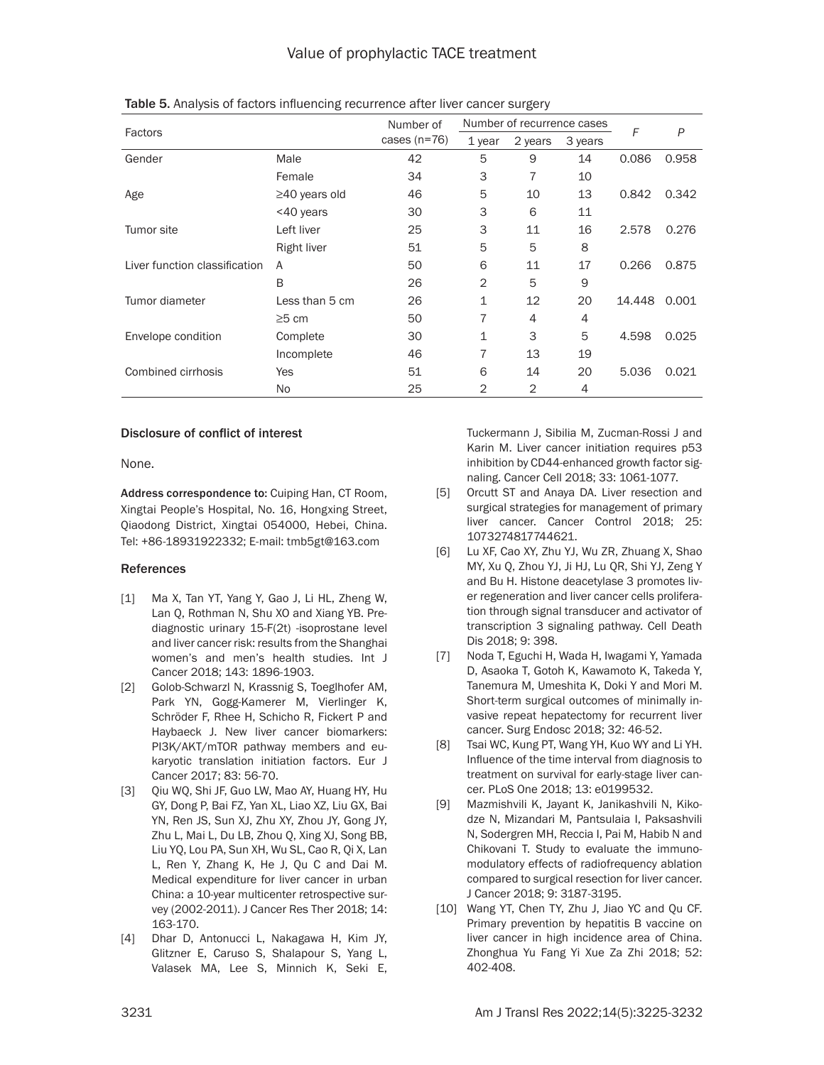Table 5. Analysis of factors influencing recurrence after liver cancer surgery

| Factors | | Number of cases (n=76) | Number of recurrence cases | | | F | P |
|---|---|---|---|---|---|---|---|
| | | | 1 year | 2 years | 3 years | | |
| Gender | Male | 42 | 5 | 9 | 14 | 0.086 | 0.958 |
| | Female | 34 | 3 | 7 | 10 | | |
| Age | ≥40 years old | 46 | 5 | 10 | 13 | 0.842 | 0.342 |
| | <40 years | 30 | 3 | 6 | 11 | | |
| Tumor site | Left liver | 25 | 3 | 11 | 16 | 2.578 | 0.276 |
| | Right liver | 51 | 5 | 5 | 8 | | |
| Liver function classification | A | 50 | 6 | 11 | 17 | 0.266 | 0.875 |
| | B | 26 | 2 | 5 | 9 | | |
| Tumor diameter | Less than 5 cm | 26 | 1 | 12 | 20 | 14.448 | 0.001 |
| | ≥5 cm | 50 | 7 | 4 | 4 | | |
| Envelope condition | Complete | 30 | 1 | 3 | 5 | 4.598 | 0.025 |
| | Incomplete | 46 | 7 | 13 | 19 | | |
| Combined cirrhosis | Yes | 51 | 6 | 14 | 20 | 5.036 | 0.021 |
| | No | 25 | 2 | 2 | 4 | | |

### Disclosure of conflict of interest

None.

**Address correspondence to:** Cuiping Han, CT Room, Xingtai People's Hospital, No. 16, Hongxing Street, Qiaodong District, Xingtai 054000, Hebei, China. Tel: +86-18931922332; E-mail: tmb5gt@163.com

### References

[1] Ma X, Tan YT, Yang Y, Gao J, Li HL, Zheng W, Lan Q, Rothman N, Shu XO and Xiang YB. Prediagnostic urinary 15-F(2t) -isoprostane level and liver cancer risk: results from the Shanghai women's and men's health studies. Int J Cancer 2018; 143: 1896-1903.

[2] Golob-Schwarzl N, Krassnig S, Toeglhofer AM, Park YN, Gogg-Kamerer M, Vierlinger K, Schröder F, Rhee H, Schicho R, Fickert P and Haybaeck J. New liver cancer biomarkers: PI3K/AKT/mTOR pathway members and eukaryotic translation initiation factors. Eur J Cancer 2017; 83: 56-70.

[3] Qiu WQ, Shi JF, Guo LW, Mao AY, Huang HY, Hu GY, Dong P, Bai FZ, Yan XL, Liao XZ, Liu GX, Bai YN, Ren JS, Sun XJ, Zhu XY, Zhou JY, Gong JY, Zhu L, Mai L, Du LB, Zhou Q, Xing XJ, Song BB, Liu YQ, Lou PA, Sun XH, Wu SL, Cao R, Qi X, Lan L, Ren Y, Zhang K, He J, Qu C and Dai M. Medical expenditure for liver cancer in urban China: a 10-year multicenter retrospective survey (2002-2011). J Cancer Res Ther 2018; 14: 163-170.

[4] Dhar D, Antonucci L, Nakagawa H, Kim JY, Glitzner E, Caruso S, Shalapour S, Yang L, Valasek MA, Lee S, Minnich K, Seki E, Tuckermann J, Sibilia M, Zucman-Rossi J and Karin M. Liver cancer initiation requires p53 inhibition by CD44-enhanced growth factor signaling. Cancer Cell 2018; 33: 1061-1077.

[5] Orcutt ST and Anaya DA. Liver resection and surgical strategies for management of primary liver cancer. Cancer Control 2018; 25: 1073274817744621.

[6] Lu XF, Cao XY, Zhu YJ, Wu ZR, Zhuang X, Shao MY, Xu Q, Zhou YJ, Ji HJ, Lu QR, Shi YJ, Zeng Y and Bu H. Histone deacetylase 3 promotes liver regeneration and liver cancer cells proliferation through signal transducer and activator of transcription 3 signaling pathway. Cell Death Dis 2018; 9: 398.

[7] Noda T, Eguchi H, Wada H, Iwagami Y, Yamada D, Asaoka T, Gotoh K, Kawamoto K, Takeda Y, Tanemura M, Umeshita K, Doki Y and Mori M. Short-term surgical outcomes of minimally invasive repeat hepatectomy for recurrent liver cancer. Surg Endosc 2018; 32: 46-52.

[8] Tsai WC, Kung PT, Wang YH, Kuo WY and Li YH. Influence of the time interval from diagnosis to treatment on survival for early-stage liver cancer. PLoS One 2018; 13: e0199532.

[9] Mazmishvili K, Jayant K, Janikashvili N, Kikodze N, Mizandari M, Pantsulaia I, Paksashvili N, Sodergren MH, Reccia I, Pai M, Habib N and Chikovani T. Study to evaluate the immunomodulatory effects of radiofrequency ablation compared to surgical resection for liver cancer. J Cancer 2018; 9: 3187-3195.

[10] Wang YT, Chen TY, Zhu J, Jiao YC and Qu CF. Primary prevention by hepatitis B vaccine on liver cancer in high incidence area of China. Zhonghua Yu Fang Yi Xue Za Zhi 2018; 52: 402-408.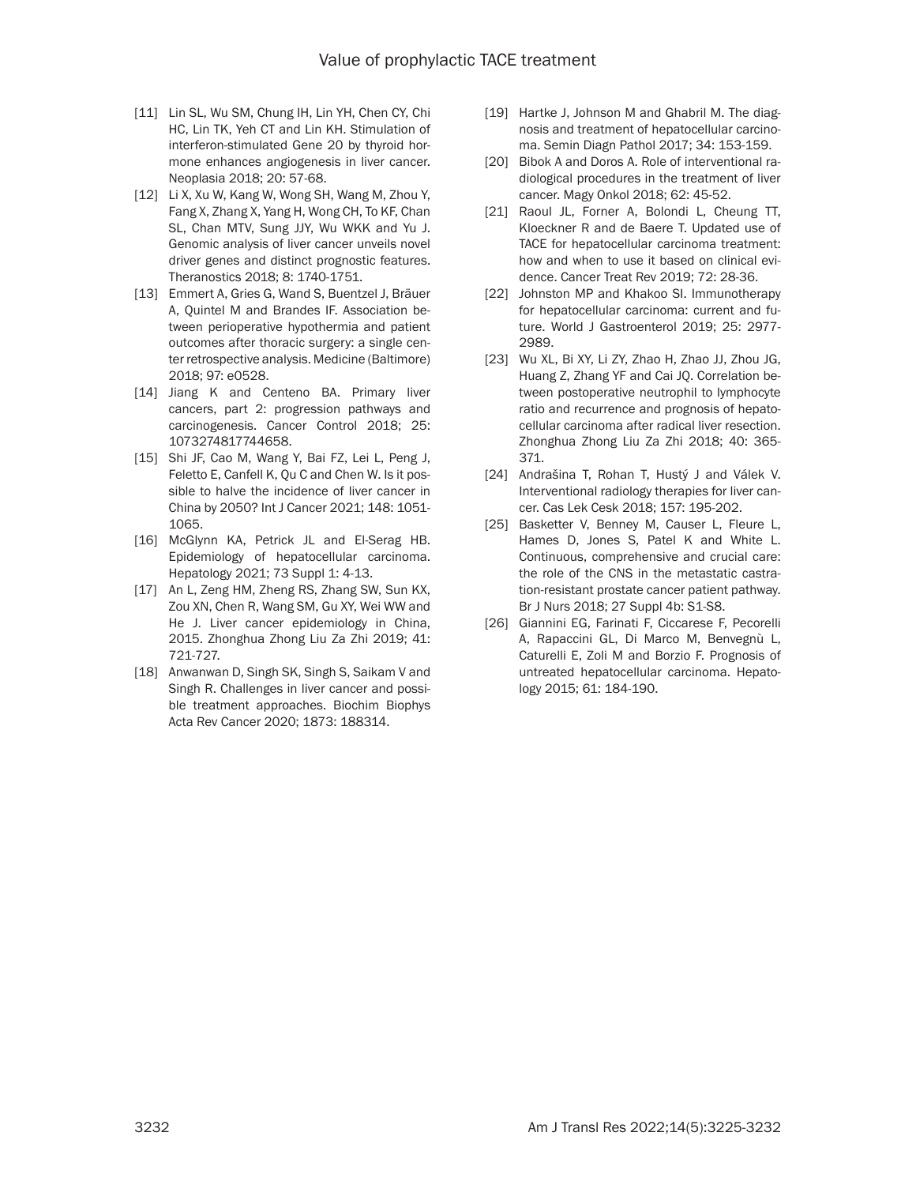[11] Lin SL, Wu SM, Chung IH, Lin YH, Chen CY, Chi HC, Lin TK, Yeh CT and Lin KH. Stimulation of interferon-stimulated Gene 20 by thyroid hormone enhances angiogenesis in liver cancer. Neoplasia 2018; 20: 57-68.

[12] Li X, Xu W, Kang W, Wong SH, Wang M, Zhou Y, Fang X, Zhang X, Yang H, Wong CH, To KF, Chan SL, Chan MTV, Sung JJY, Wu WKK and Yu J. Genomic analysis of liver cancer unveils novel driver genes and distinct prognostic features. Theranostics 2018; 8: 1740-1751.

[13] Emmert A, Gries G, Wand S, Buentzel J, Bräuer A, Quintel M and Brandes IF. Association between perioperative hypothermia and patient outcomes after thoracic surgery: a single center retrospective analysis. Medicine (Baltimore) 2018; 97: e0528.

[14] Jiang K and Centeno BA. Primary liver cancers, part 2: progression pathways and carcinogenesis. Cancer Control 2018; 25: 1073274817744658.

[15] Shi JF, Cao M, Wang Y, Bai FZ, Lei L, Peng J, Feletto E, Canfell K, Qu C and Chen W. Is it possible to halve the incidence of liver cancer in China by 2050? Int J Cancer 2021; 148: 1051-1065.

[16] McGlynn KA, Petrick JL and El-Serag HB. Epidemiology of hepatocellular carcinoma. Hepatology 2021; 73 Suppl 1: 4-13.

[17] An L, Zeng HM, Zheng RS, Zhang SW, Sun KX, Zou XN, Chen R, Wang SM, Gu XY, Wei WW and He J. Liver cancer epidemiology in China, 2015. Zhonghua Zhong Liu Za Zhi 2019; 41: 721-727.

[18] Anwanwan D, Singh SK, Singh S, Saikam V and Singh R. Challenges in liver cancer and possible treatment approaches. Biochim Biophys Acta Rev Cancer 2020; 1873: 188314.

[19] Hartke J, Johnson M and Ghabril M. The diagnosis and treatment of hepatocellular carcinoma. Semin Diagn Pathol 2017; 34: 153-159.

[20] Bibok A and Doros A. Role of interventional radiological procedures in the treatment of liver cancer. Magy Onkol 2018; 62: 45-52.

[21] Raoul JL, Forner A, Bolondi L, Cheung TT, Kloeckner R and de Baere T. Updated use of TACE for hepatocellular carcinoma treatment: how and when to use it based on clinical evidence. Cancer Treat Rev 2019; 72: 28-36.

[22] Johnston MP and Khakoo SI. Immunotherapy for hepatocellular carcinoma: current and future. World J Gastroenterol 2019; 25: 2977-2989.

[23] Wu XL, Bi XY, Li ZY, Zhao H, Zhao JJ, Zhou JG, Huang Z, Zhang YF and Cai JQ. Correlation between postoperative neutrophil to lymphocyte ratio and recurrence and prognosis of hepatocellular carcinoma after radical liver resection. Zhonghua Zhong Liu Za Zhi 2018; 40: 365-371.

[24] Andrašina T, Rohan T, Hustý J and Válek V. Interventional radiology therapies for liver cancer. Cas Lek Cesk 2018; 157: 195-202.

[25] Basketter V, Benney M, Causer L, Fleure L, Hames D, Jones S, Patel K and White L. Continuous, comprehensive and crucial care: the role of the CNS in the metastatic castration-resistant prostate cancer patient pathway. Br J Nurs 2018; 27 Suppl 4b: S1-S8.

[26] Giannini EG, Farinati F, Ciccarese F, Pecorelli A, Rapaccini GL, Di Marco M, Benvegnù L, Caturelli E, Zoli M and Borzio F. Prognosis of untreated hepatocellular carcinoma. Hepatology 2015; 61: 184-190.